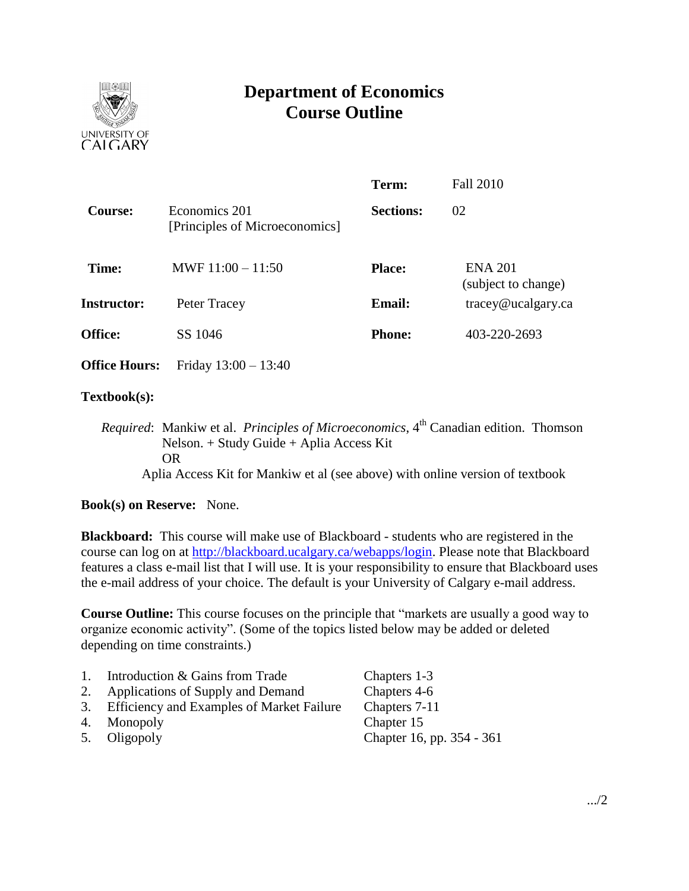# Department of Economics
# Course Outline

| | | | |
|---|---|---|---|
| | | **Term:** | Fall 2010 |
| **Course:** | Economics 201 [Principles of Microeconomics] | **Sections:** | 02 |
| **Time:** | MWF 11:00 – 11:50 | **Place:** | ENA 201 (subject to change) |
| **Instructor:** | Peter Tracey | **Email:** | tracey@ucalgary.ca |
| **Office:** | SS 1046 | **Phone:** | 403-220-2693 |
| **Office Hours:** | Friday 13:00 – 13:40 | | |

**Textbook(s):**

*Required*: Mankiw et al. *Principles of Microeconomics*, 4th Canadian edition. Thomson Nelson. + Study Guide + Aplia Access Kit
OR
Aplia Access Kit for Mankiw et al (see above) with online version of textbook

**Book(s) on Reserve:** None.

**Blackboard:** This course will make use of Blackboard - students who are registered in the course can log on at http://blackboard.ucalgary.ca/webapps/login. Please note that Blackboard features a class e-mail list that I will use. It is your responsibility to ensure that Blackboard uses the e-mail address of your choice. The default is your University of Calgary e-mail address.

**Course Outline:** This course focuses on the principle that "markets are usually a good way to organize economic activity". (Some of the topics listed below may be added or deleted depending on time constraints.)

1. Introduction & Gains from Trade — Chapters 1-3
2. Applications of Supply and Demand — Chapters 4-6
3. Efficiency and Examples of Market Failure — Chapters 7-11
4. Monopoly — Chapter 15
5. Oligopoly — Chapter 16, pp. 354 - 361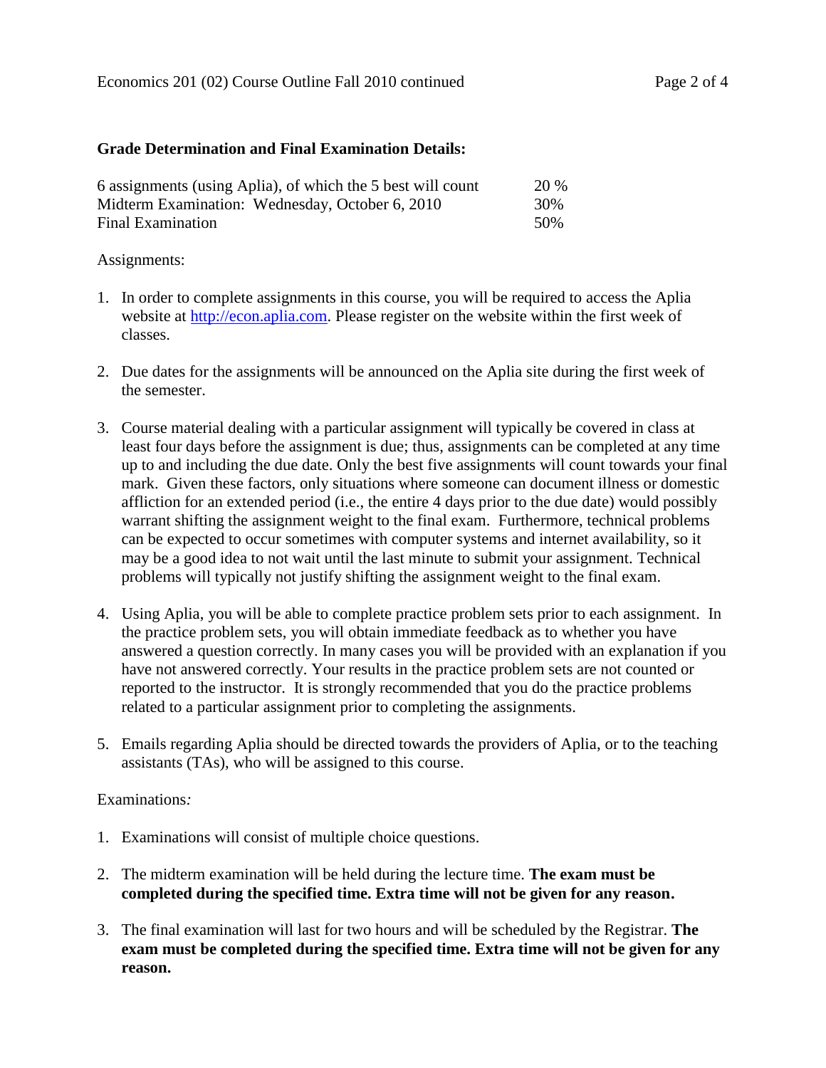**Grade Determination and Final Examination Details:**

| | |
|---|---|
| 6 assignments (using Aplia), of which the 5 best will count | 20 % |
| Midterm Examination: Wednesday, October 6, 2010 | 30% |
| Final Examination | 50% |

Assignments:

1. In order to complete assignments in this course, you will be required to access the Aplia website at http://econ.aplia.com. Please register on the website within the first week of classes.

2. Due dates for the assignments will be announced on the Aplia site during the first week of the semester.

3. Course material dealing with a particular assignment will typically be covered in class at least four days before the assignment is due; thus, assignments can be completed at any time up to and including the due date. Only the best five assignments will count towards your final mark. Given these factors, only situations where someone can document illness or domestic affliction for an extended period (i.e., the entire 4 days prior to the due date) would possibly warrant shifting the assignment weight to the final exam. Furthermore, technical problems can be expected to occur sometimes with computer systems and internet availability, so it may be a good idea to not wait until the last minute to submit your assignment. Technical problems will typically not justify shifting the assignment weight to the final exam.

4. Using Aplia, you will be able to complete practice problem sets prior to each assignment. In the practice problem sets, you will obtain immediate feedback as to whether you have answered a question correctly. In many cases you will be provided with an explanation if you have not answered correctly. Your results in the practice problem sets are not counted or reported to the instructor. It is strongly recommended that you do the practice problems related to a particular assignment prior to completing the assignments.

5. Emails regarding Aplia should be directed towards the providers of Aplia, or to the teaching assistants (TAs), who will be assigned to this course.

Examinations*:*

1. Examinations will consist of multiple choice questions.

2. The midterm examination will be held during the lecture time. **The exam must be completed during the specified time. Extra time will not be given for any reason.**

3. The final examination will last for two hours and will be scheduled by the Registrar. **The exam must be completed during the specified time. Extra time will not be given for any reason.**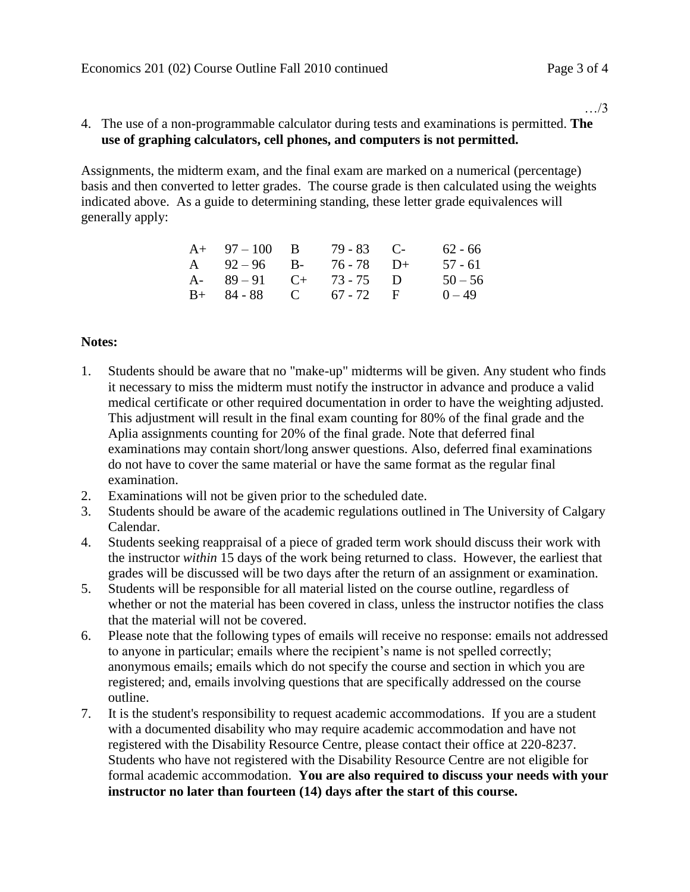…/3

4. The use of a non-programmable calculator during tests and examinations is permitted. **The use of graphing calculators, cell phones, and computers is not permitted.**

Assignments, the midterm exam, and the final exam are marked on a numerical (percentage) basis and then converted to letter grades. The course grade is then calculated using the weights indicated above. As a guide to determining standing, these letter grade equivalences will generally apply:

| | | | | | | | |
|---|---|---|---|---|---|---|---|
| A+ | 97 – 100 | B | 79 - 83 | C- | 62 - 66 | | |
| A | 92 – 96 | B- | 76 - 78 | D+ | 57 - 61 | | |
| A- | 89 – 91 | C+ | 73 - 75 | D | 50 – 56 | | |
| B+ | 84 - 88 | C | 67 - 72 | F | 0 – 49 | | |

**Notes:**

1. Students should be aware that no "make-up" midterms will be given. Any student who finds it necessary to miss the midterm must notify the instructor in advance and produce a valid medical certificate or other required documentation in order to have the weighting adjusted. This adjustment will result in the final exam counting for 80% of the final grade and the Aplia assignments counting for 20% of the final grade. Note that deferred final examinations may contain short/long answer questions. Also, deferred final examinations do not have to cover the same material or have the same format as the regular final examination.
2. Examinations will not be given prior to the scheduled date.
3. Students should be aware of the academic regulations outlined in The University of Calgary Calendar.
4. Students seeking reappraisal of a piece of graded term work should discuss their work with the instructor *within* 15 days of the work being returned to class. However, the earliest that grades will be discussed will be two days after the return of an assignment or examination.
5. Students will be responsible for all material listed on the course outline, regardless of whether or not the material has been covered in class, unless the instructor notifies the class that the material will not be covered.
6. Please note that the following types of emails will receive no response: emails not addressed to anyone in particular; emails where the recipient's name is not spelled correctly; anonymous emails; emails which do not specify the course and section in which you are registered; and, emails involving questions that are specifically addressed on the course outline.
7. It is the student's responsibility to request academic accommodations. If you are a student with a documented disability who may require academic accommodation and have not registered with the Disability Resource Centre, please contact their office at 220-8237. Students who have not registered with the Disability Resource Centre are not eligible for formal academic accommodation. **You are also required to discuss your needs with your instructor no later than fourteen (14) days after the start of this course.**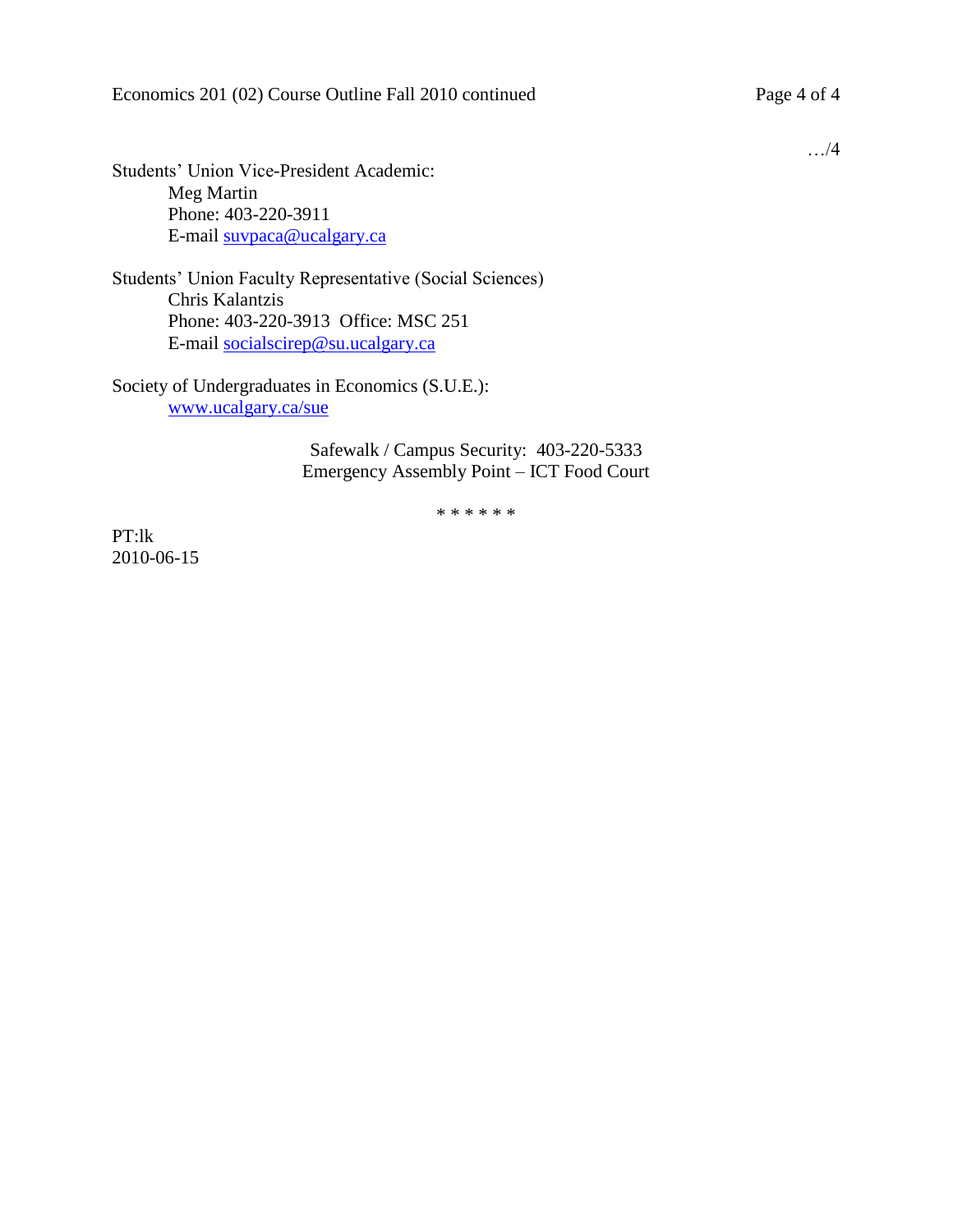…/4

Students' Union Vice-President Academic:
Meg Martin
Phone: 403-220-3911
E-mail suvpaca@ucalgary.ca

Students' Union Faculty Representative (Social Sciences)
Chris Kalantzis
Phone: 403-220-3913 Office: MSC 251
E-mail socialscirep@su.ucalgary.ca

Society of Undergraduates in Economics (S.U.E.):
www.ucalgary.ca/sue

Safewalk / Campus Security: 403-220-5333
Emergency Assembly Point – ICT Food Court

* * * * * *

PT:lk
2010-06-15